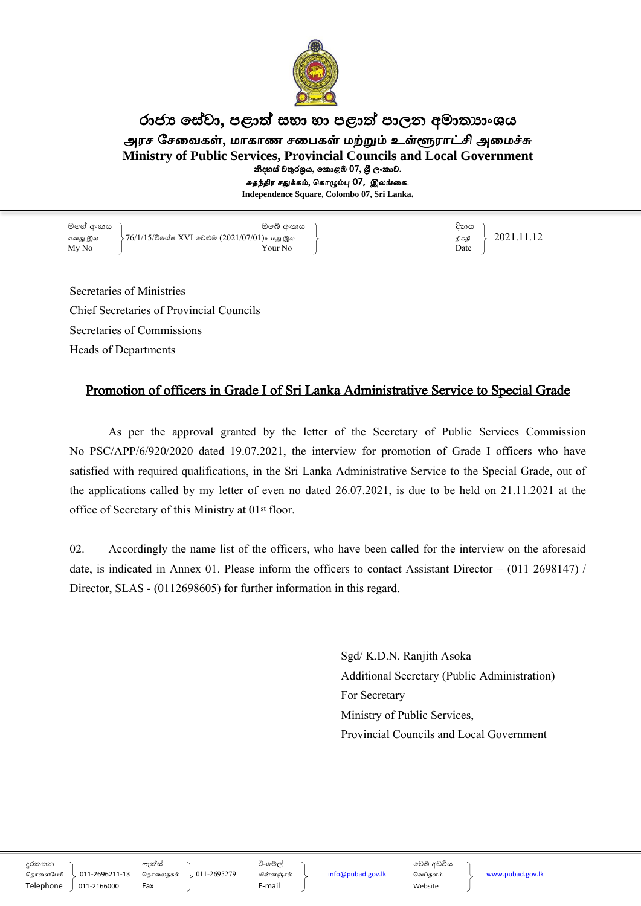# රාජ්‍ය සේවා, පළාත් සභා හා පළාත් පාලන අමාත්‍යාංශය

# அரச சேவைகள், மாகாண சபைகள் மற்றும் உள்ளூராட்சி அமைச்சு

# Ministry of Public Services, Provincial Councils and Local Government

නිදහස් චතුරශ්‍රය, කොළඹ 07, ශ්‍රී ලංකාව.
சுதந்திர சதுக்கம், கொழும்பு 07, இலங்கை.
**Independence Square, Colombo 07, Sri Lanka.**

| | | | |
|---|---|---|---|
| මගේ අංකය / எனது இல / My No | 76/1/15/විශේෂ XVI වෙළුම (2021/07/01) | ඔබේ අංකය / உமது இல / Your No | |
| දිනය / திகதி / Date | 2021.11.12 | | |

Secretaries of Ministries
Chief Secretaries of Provincial Councils
Secretaries of Commissions
Heads of Departments

## <u>Promotion of officers in Grade I of Sri Lanka Administrative Service to Special Grade</u>

As per the approval granted by the letter of the Secretary of Public Services Commission No PSC/APP/6/920/2020 dated 19.07.2021, the interview for promotion of Grade I officers who have satisfied with required qualifications, in the Sri Lanka Administrative Service to the Special Grade, out of the applications called by my letter of even no dated 26.07.2021, is due to be held on 21.11.2021 at the office of Secretary of this Ministry at 01st floor.

02. Accordingly the name list of the officers, who have been called for the interview on the aforesaid date, is indicated in Annex 01. Please inform the officers to contact Assistant Director – (011 2698147) / Director, SLAS - (0112698605) for further information in this regard.

Sgd/ K.D.N. Ranjith Asoka
Additional Secretary (Public Administration)
For Secretary
Ministry of Public Services,
Provincial Councils and Local Government

දුරකතන / தொலைபேசி / Telephone: 011-2696211-13, 011-2166000 | ෆැක්ස් / தொலைநகல் / Fax: 011-2695279 | ඊ-මේල් / மின்னஞ்சல் / E-mail: info@pubad.gov.lk | වෙබ් අඩවිය / வெப்தளம் / Website: www.pubad.gov.lk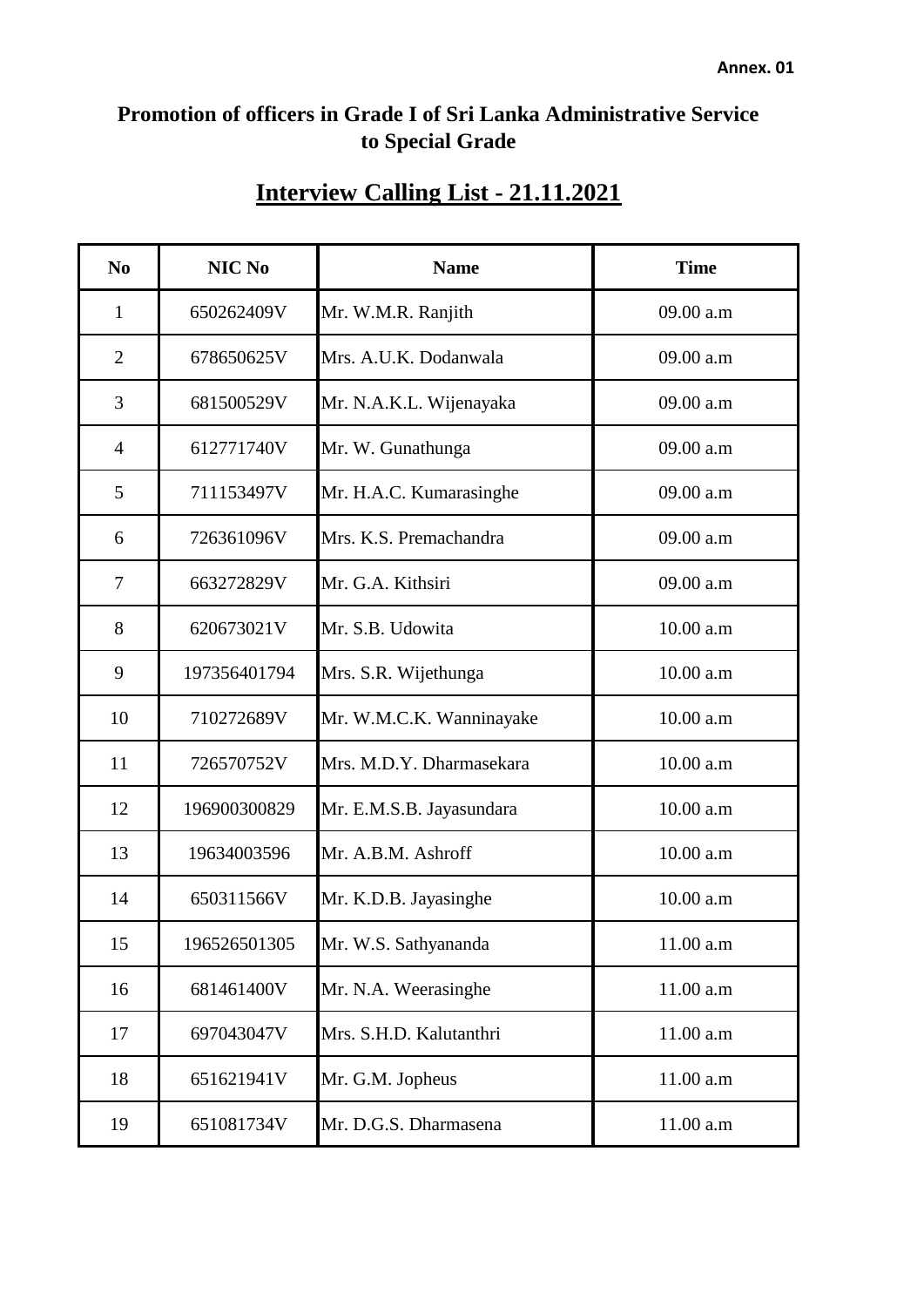**Annex. 01**

## Promotion of officers in Grade I of Sri Lanka Administrative Service to Special Grade

## Interview Calling List - 21.11.2021

| No | NIC No | Name | Time |
|---|---|---|---|
| 1 | 650262409V | Mr. W.M.R. Ranjith | 09.00 a.m |
| 2 | 678650625V | Mrs. A.U.K. Dodanwala | 09.00 a.m |
| 3 | 681500529V | Mr. N.A.K.L. Wijenayaka | 09.00 a.m |
| 4 | 612771740V | Mr. W. Gunathunga | 09.00 a.m |
| 5 | 711153497V | Mr. H.A.C. Kumarasinghe | 09.00 a.m |
| 6 | 726361096V | Mrs. K.S. Premachandra | 09.00 a.m |
| 7 | 663272829V | Mr. G.A. Kithsiri | 09.00 a.m |
| 8 | 620673021V | Mr. S.B. Udowita | 10.00 a.m |
| 9 | 197356401794 | Mrs. S.R. Wijethunga | 10.00 a.m |
| 10 | 710272689V | Mr. W.M.C.K. Wanninayake | 10.00 a.m |
| 11 | 726570752V | Mrs. M.D.Y. Dharmasekara | 10.00 a.m |
| 12 | 196900300829 | Mr. E.M.S.B. Jayasundara | 10.00 a.m |
| 13 | 19634003596 | Mr. A.B.M. Ashroff | 10.00 a.m |
| 14 | 650311566V | Mr. K.D.B. Jayasinghe | 10.00 a.m |
| 15 | 196526501305 | Mr. W.S. Sathyananda | 11.00 a.m |
| 16 | 681461400V | Mr. N.A. Weerasinghe | 11.00 a.m |
| 17 | 697043047V | Mrs. S.H.D. Kalutanthri | 11.00 a.m |
| 18 | 651621941V | Mr. G.M. Jopheus | 11.00 a.m |
| 19 | 651081734V | Mr. D.G.S. Dharmasena | 11.00 a.m |